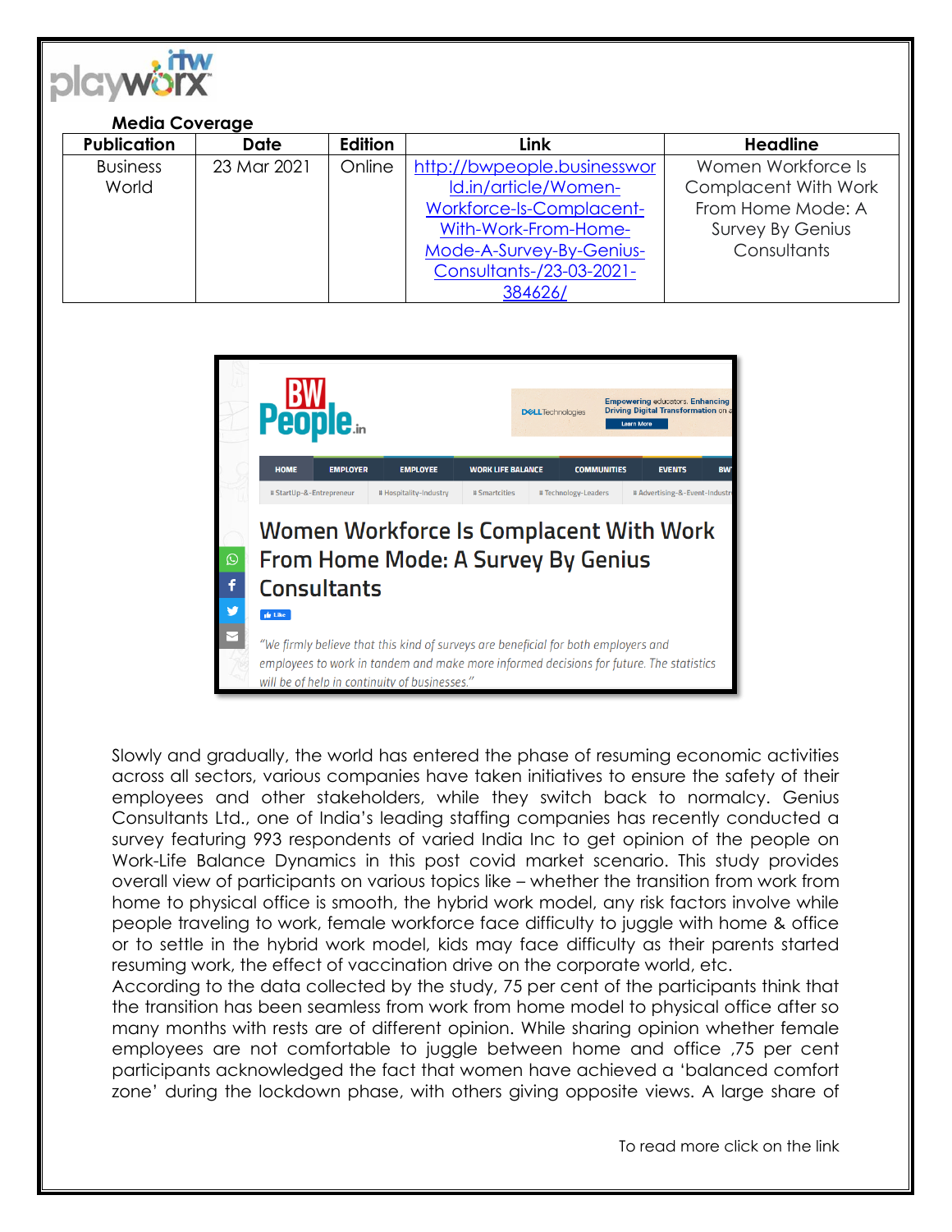**Media Coverage**

| Publication | Date | Edition | Link | Headline |
| --- | --- | --- | --- | --- |
| Business World | 23 Mar 2021 | Online | http://bwpeople.businessworld.in/article/Women-Workforce-Is-Complacent-With-Work-From-Home-Mode-A-Survey-By-Genius-Consultants-/23-03-2021-384626/ | Women Workforce Is Complacent With Work From Home Mode: A Survey By Genius Consultants |

Slowly and gradually, the world has entered the phase of resuming economic activities across all sectors, various companies have taken initiatives to ensure the safety of their employees and other stakeholders, while they switch back to normalcy. Genius Consultants Ltd., one of India's leading staffing companies has recently conducted a survey featuring 993 respondents of varied India Inc to get opinion of the people on Work-Life Balance Dynamics in this post covid market scenario. This study provides overall view of participants on various topics like – whether the transition from work from home to physical office is smooth, the hybrid work model, any risk factors involve while people traveling to work, female workforce face difficulty to juggle with home & office or to settle in the hybrid work model, kids may face difficulty as their parents started resuming work, the effect of vaccination drive on the corporate world, etc.

According to the data collected by the study, 75 per cent of the participants think that the transition has been seamless from work from home model to physical office after so many months with rests are of different opinion. While sharing opinion whether female employees are not comfortable to juggle between home and office ,75 per cent participants acknowledged the fact that women have achieved a 'balanced comfort zone' during the lockdown phase, with others giving opposite views. A large share of

To read more click on the link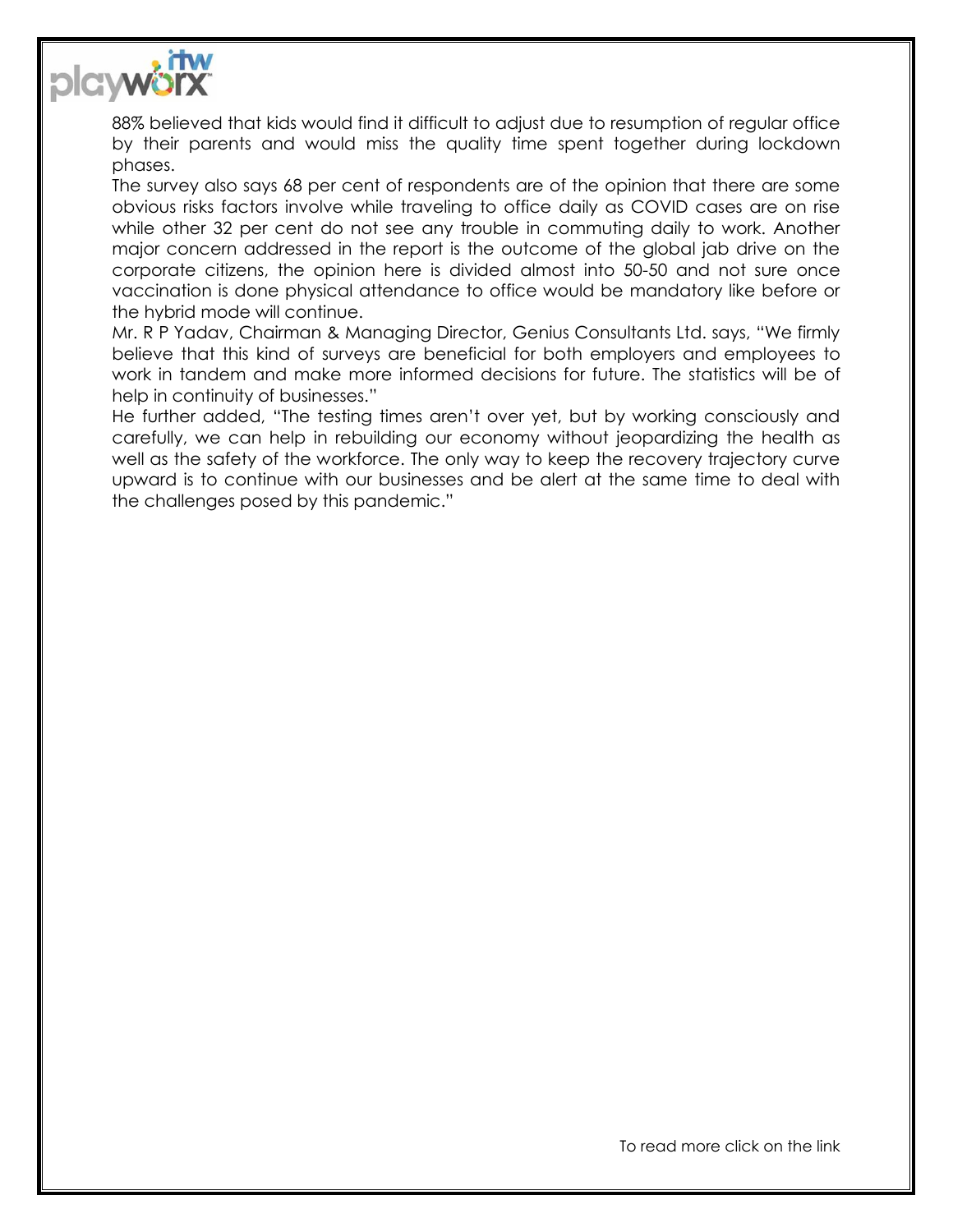88% believed that kids would find it difficult to adjust due to resumption of regular office by their parents and would miss the quality time spent together during lockdown phases.

The survey also says 68 per cent of respondents are of the opinion that there are some obvious risks factors involve while traveling to office daily as COVID cases are on rise while other 32 per cent do not see any trouble in commuting daily to work. Another major concern addressed in the report is the outcome of the global jab drive on the corporate citizens, the opinion here is divided almost into 50-50 and not sure once vaccination is done physical attendance to office would be mandatory like before or the hybrid mode will continue.

Mr. R P Yadav, Chairman & Managing Director, Genius Consultants Ltd. says, "We firmly believe that this kind of surveys are beneficial for both employers and employees to work in tandem and make more informed decisions for future. The statistics will be of help in continuity of businesses."

He further added, "The testing times aren't over yet, but by working consciously and carefully, we can help in rebuilding our economy without jeopardizing the health as well as the safety of the workforce. The only way to keep the recovery trajectory curve upward is to continue with our businesses and be alert at the same time to deal with the challenges posed by this pandemic."

To read more click on the link